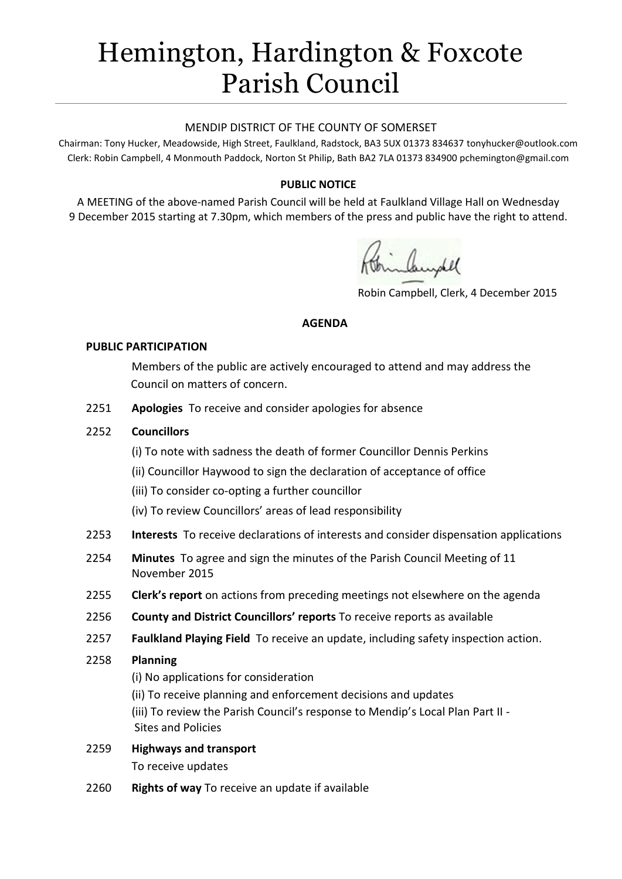# Hemington, Hardington & Foxcote Parish Council

MENDIP DISTRICT OF THE COUNTY OF SOMERSET

Chairman: Tony Hucker, Meadowside, High Street, Faulkland, Radstock, BA3 5UX 01373 834637 tonyhucker@outlook.com
Clerk: Robin Campbell, 4 Monmouth Paddock, Norton St Philip, Bath BA2 7LA 01373 834900 pchemington@gmail.com

**PUBLIC NOTICE**

A MEETING of the above-named Parish Council will be held at Faulkland Village Hall on Wednesday 9 December 2015 starting at 7.30pm, which members of the press and public have the right to attend.

Robin Campbell, Clerk, 4 December 2015

**AGENDA**

**PUBLIC PARTICIPATION**

Members of the public are actively encouraged to attend and may address the Council on matters of concern.

2251 **Apologies** To receive and consider apologies for absence

2252 **Councillors**

(i) To note with sadness the death of former Councillor Dennis Perkins

(ii) Councillor Haywood to sign the declaration of acceptance of office

(iii) To consider co-opting a further councillor

(iv) To review Councillors' areas of lead responsibility

2253 **Interests** To receive declarations of interests and consider dispensation applications

2254 **Minutes** To agree and sign the minutes of the Parish Council Meeting of 11 November 2015

2255 **Clerk's report** on actions from preceding meetings not elsewhere on the agenda

2256 **County and District Councillors' reports** To receive reports as available

2257 **Faulkland Playing Field** To receive an update, including safety inspection action.

2258 **Planning**

(i) No applications for consideration

(ii) To receive planning and enforcement decisions and updates

(iii) To review the Parish Council's response to Mendip's Local Plan Part II - Sites and Policies

2259 **Highways and transport**

To receive updates

2260 **Rights of way** To receive an update if available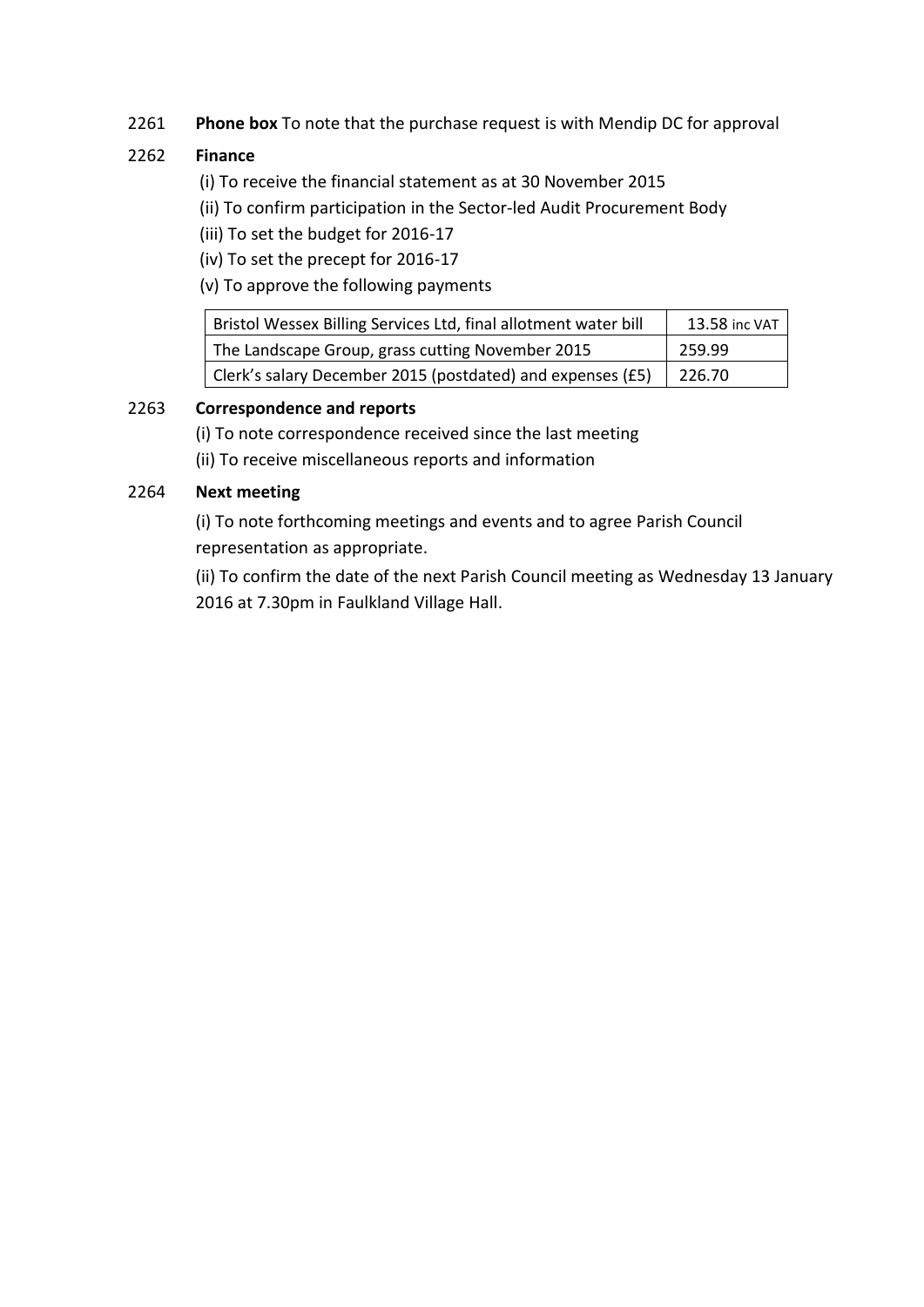2261 **Phone box** To note that the purchase request is with Mendip DC for approval

2262 **Finance**

(i) To receive the financial statement as at 30 November 2015

(ii) To confirm participation in the Sector-led Audit Procurement Body

(iii) To set the budget for 2016-17

(iv) To set the precept for 2016-17

(v) To approve the following payments

| | |
|---|---|
| Bristol Wessex Billing Services Ltd, final allotment water bill | 13.58 inc VAT |
| The Landscape Group, grass cutting November 2015 | 259.99 |
| Clerk's salary December 2015 (postdated) and expenses (£5) | 226.70 |

2263 **Correspondence and reports**

(i) To note correspondence received since the last meeting

(ii) To receive miscellaneous reports and information

2264 **Next meeting**

(i) To note forthcoming meetings and events and to agree Parish Council representation as appropriate.

(ii) To confirm the date of the next Parish Council meeting as Wednesday 13 January 2016 at 7.30pm in Faulkland Village Hall.